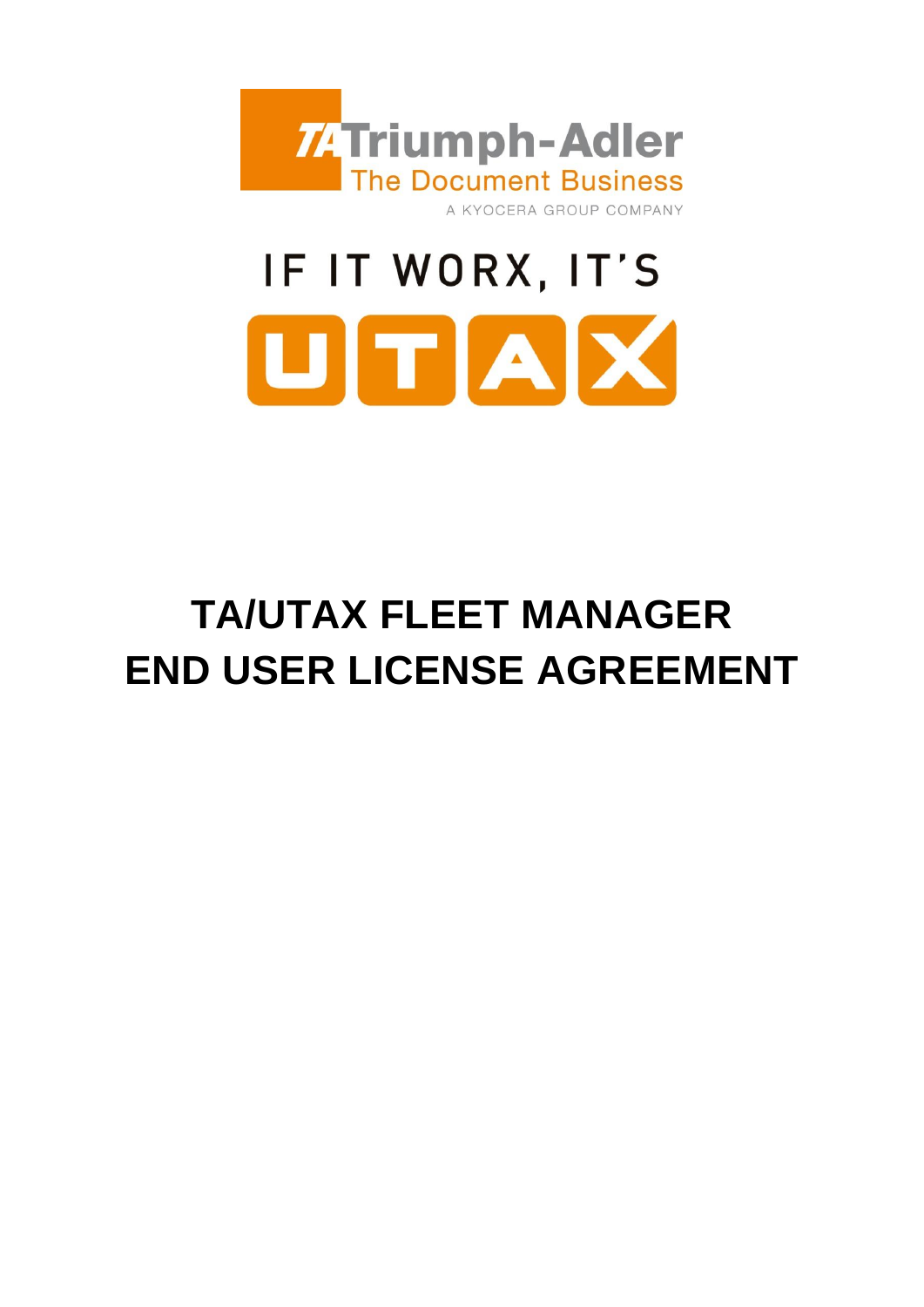Triumph-Adler
The Document Business
A KYOCERA GROUP COMPANY

IF IT WORX, IT'S UTAX

# TA/UTAX FLEET MANAGER END USER LICENSE AGREEMENT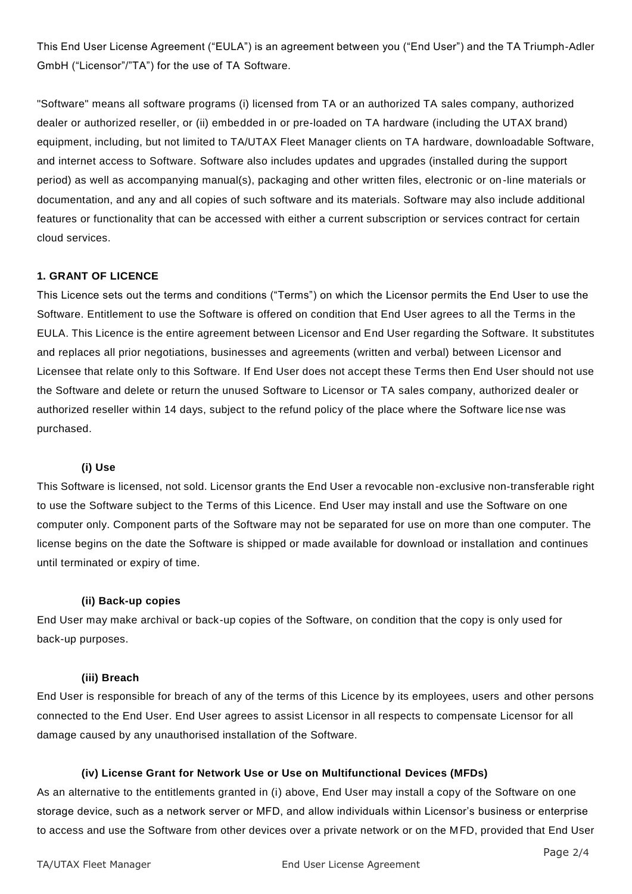This End User License Agreement ("EULA") is an agreement between you ("End User") and the TA Triumph-Adler GmbH ("Licensor"/"TA") for the use of TA Software.

"Software" means all software programs (i) licensed from TA or an authorized TA sales company, authorized dealer or authorized reseller, or (ii) embedded in or pre-loaded on TA hardware (including the UTAX brand) equipment, including, but not limited to TA/UTAX Fleet Manager clients on TA hardware, downloadable Software, and internet access to Software. Software also includes updates and upgrades (installed during the support period) as well as accompanying manual(s), packaging and other written files, electronic or on-line materials or documentation, and any and all copies of such software and its materials. Software may also include additional features or functionality that can be accessed with either a current subscription or services contract for certain cloud services.

**1. GRANT OF LICENCE**

This Licence sets out the terms and conditions ("Terms") on which the Licensor permits the End User to use the Software. Entitlement to use the Software is offered on condition that End User agrees to all the Terms in the EULA. This Licence is the entire agreement between Licensor and End User regarding the Software. It substitutes and replaces all prior negotiations, businesses and agreements (written and verbal) between Licensor and Licensee that relate only to this Software. If End User does not accept these Terms then End User should not use the Software and delete or return the unused Software to Licensor or TA sales company, authorized dealer or authorized reseller within 14 days, subject to the refund policy of the place where the Software license was purchased.

**(i) Use**

This Software is licensed, not sold. Licensor grants the End User a revocable non-exclusive non-transferable right to use the Software subject to the Terms of this Licence. End User may install and use the Software on one computer only. Component parts of the Software may not be separated for use on more than one computer. The license begins on the date the Software is shipped or made available for download or installation and continues until terminated or expiry of time.

**(ii) Back-up copies**

End User may make archival or back-up copies of the Software, on condition that the copy is only used for back-up purposes.

**(iii) Breach**

End User is responsible for breach of any of the terms of this Licence by its employees, users and other persons connected to the End User. End User agrees to assist Licensor in all respects to compensate Licensor for all damage caused by any unauthorised installation of the Software.

**(iv) License Grant for Network Use or Use on Multifunctional Devices (MFDs)**

As an alternative to the entitlements granted in (i) above, End User may install a copy of the Software on one storage device, such as a network server or MFD, and allow individuals within Licensor's business or enterprise to access and use the Software from other devices over a private network or on the MFD, provided that End User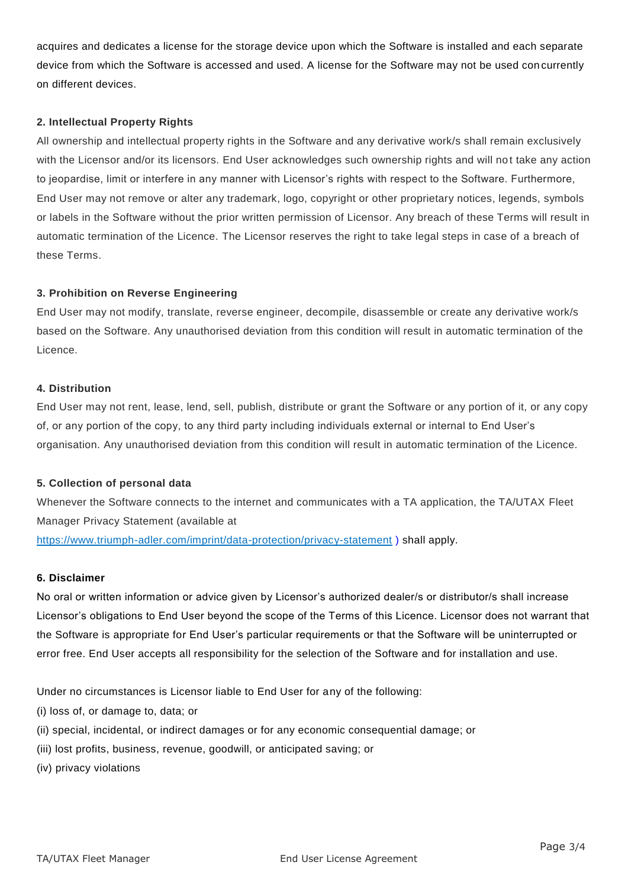acquires and dedicates a license for the storage device upon which the Software is installed and each separate device from which the Software is accessed and used. A license for the Software may not be used concurrently on different devices.

**2. Intellectual Property Rights**

All ownership and intellectual property rights in the Software and any derivative work/s shall remain exclusively with the Licensor and/or its licensors. End User acknowledges such ownership rights and will not take any action to jeopardise, limit or interfere in any manner with Licensor's rights with respect to the Software. Furthermore, End User may not remove or alter any trademark, logo, copyright or other proprietary notices, legends, symbols or labels in the Software without the prior written permission of Licensor. Any breach of these Terms will result in automatic termination of the Licence. The Licensor reserves the right to take legal steps in case of a breach of these Terms.

**3. Prohibition on Reverse Engineering**

End User may not modify, translate, reverse engineer, decompile, disassemble or create any derivative work/s based on the Software. Any unauthorised deviation from this condition will result in automatic termination of the Licence.

**4. Distribution**

End User may not rent, lease, lend, sell, publish, distribute or grant the Software or any portion of it, or any copy of, or any portion of the copy, to any third party including individuals external or internal to End User's organisation. Any unauthorised deviation from this condition will result in automatic termination of the Licence.

**5. Collection of personal data**

Whenever the Software connects to the internet and communicates with a TA application, the TA/UTAX Fleet Manager Privacy Statement (available at https://www.triumph-adler.com/imprint/data-protection/privacy-statement ) shall apply.

**6. Disclaimer**

No oral or written information or advice given by Licensor's authorized dealer/s or distributor/s shall increase Licensor's obligations to End User beyond the scope of the Terms of this Licence. Licensor does not warrant that the Software is appropriate for End User's particular requirements or that the Software will be uninterrupted or error free. End User accepts all responsibility for the selection of the Software and for installation and use.

Under no circumstances is Licensor liable to End User for any of the following:

(i) loss of, or damage to, data; or

(ii) special, incidental, or indirect damages or for any economic consequential damage; or

(iii) lost profits, business, revenue, goodwill, or anticipated saving; or

(iv) privacy violations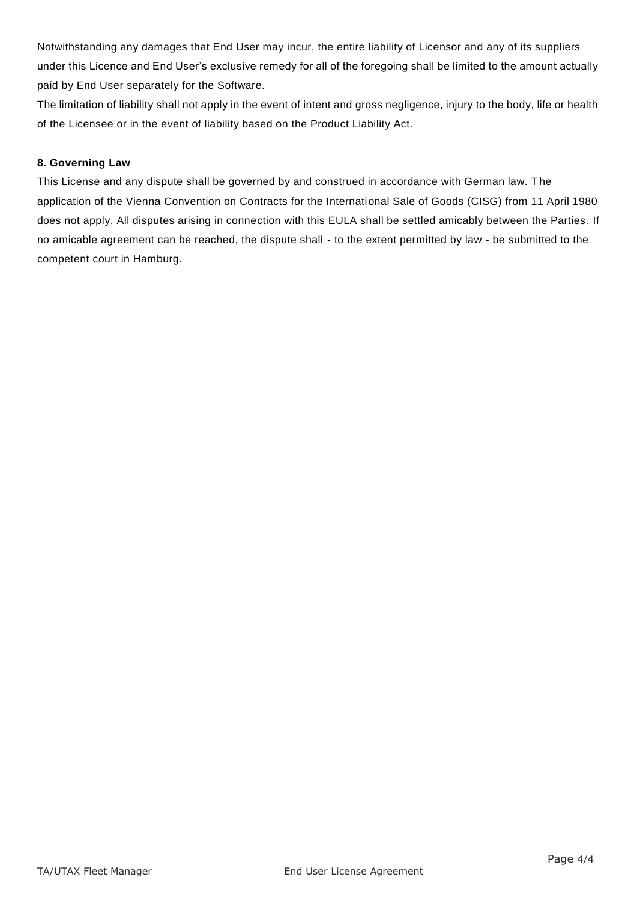Notwithstanding any damages that End User may incur, the entire liability of Licensor and any of its suppliers under this Licence and End User's exclusive remedy for all of the foregoing shall be limited to the amount actually paid by End User separately for the Software.

The limitation of liability shall not apply in the event of intent and gross negligence, injury to the body, life or health of the Licensee or in the event of liability based on the Product Liability Act.

**8. Governing Law**

This License and any dispute shall be governed by and construed in accordance with German law. The application of the Vienna Convention on Contracts for the International Sale of Goods (CISG) from 11 April 1980 does not apply. All disputes arising in connection with this EULA shall be settled amicably between the Parties. If no amicable agreement can be reached, the dispute shall - to the extent permitted by law - be submitted to the competent court in Hamburg.